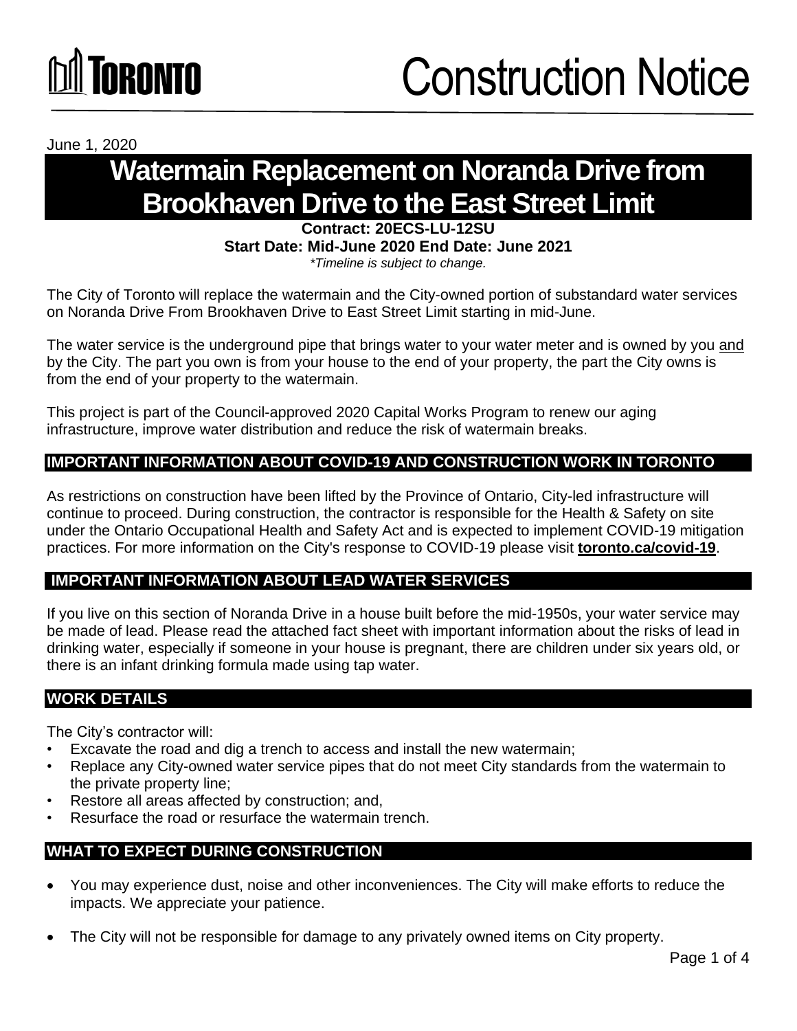# Construction Notice

June 1, 2020

# Watermain Replacement on Noranda Drive from Brookhaven Drive to the East Street Limit

**Contract: 20ECS-LU-12SU**
**Start Date: Mid-June 2020 End Date: June 2021**
*\*Timeline is subject to change.*

The City of Toronto will replace the watermain and the City-owned portion of substandard water services on Noranda Drive From Brookhaven Drive to East Street Limit starting in mid-June.

The water service is the underground pipe that brings water to your water meter and is owned by you and by the City. The part you own is from your house to the end of your property, the part the City owns is from the end of your property to the watermain.

This project is part of the Council-approved 2020 Capital Works Program to renew our aging infrastructure, improve water distribution and reduce the risk of watermain breaks.

## IMPORTANT INFORMATION ABOUT COVID-19 AND CONSTRUCTION WORK IN TORONTO

As restrictions on construction have been lifted by the Province of Ontario, City-led infrastructure will continue to proceed. During construction, the contractor is responsible for the Health & Safety on site under the Ontario Occupational Health and Safety Act and is expected to implement COVID-19 mitigation practices. For more information on the City's response to COVID-19 please visit **toronto.ca/covid-19**.

## IMPORTANT INFORMATION ABOUT LEAD WATER SERVICES

If you live on this section of Noranda Drive in a house built before the mid-1950s, your water service may be made of lead. Please read the attached fact sheet with important information about the risks of lead in drinking water, especially if someone in your house is pregnant, there are children under six years old, or there is an infant drinking formula made using tap water.

## WORK DETAILS

The City's contractor will:

- Excavate the road and dig a trench to access and install the new watermain;
- Replace any City-owned water service pipes that do not meet City standards from the watermain to the private property line;
- Restore all areas affected by construction; and,
- Resurface the road or resurface the watermain trench.

## WHAT TO EXPECT DURING CONSTRUCTION

- You may experience dust, noise and other inconveniences. The City will make efforts to reduce the impacts. We appreciate your patience.
- The City will not be responsible for damage to any privately owned items on City property.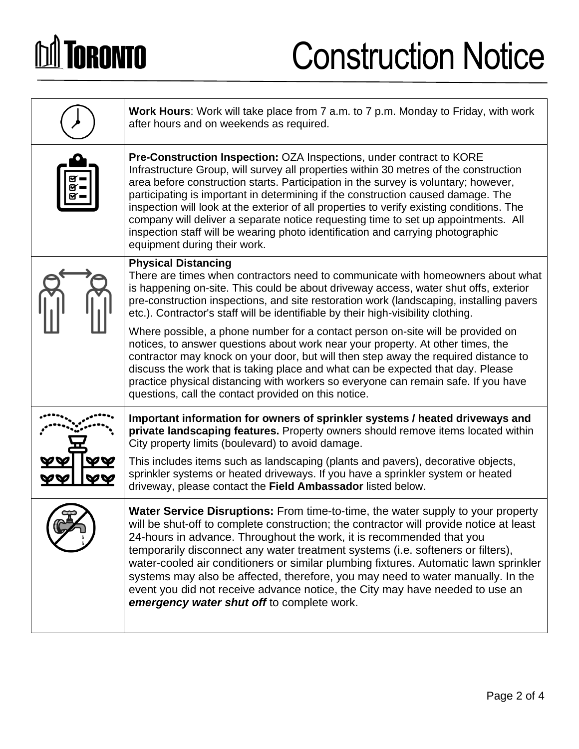# Construction Notice

**Work Hours**: Work will take place from 7 a.m. to 7 p.m. Monday to Friday, with work after hours and on weekends as required.

**Pre-Construction Inspection:** OZA Inspections, under contract to KORE Infrastructure Group, will survey all properties within 30 metres of the construction area before construction starts. Participation in the survey is voluntary; however, participating is important in determining if the construction caused damage. The inspection will look at the exterior of all properties to verify existing conditions. The company will deliver a separate notice requesting time to set up appointments. All inspection staff will be wearing photo identification and carrying photographic equipment during their work.

**Physical Distancing**

There are times when contractors need to communicate with homeowners about what is happening on-site. This could be about driveway access, water shut offs, exterior pre-construction inspections, and site restoration work (landscaping, installing pavers etc.). Contractor's staff will be identifiable by their high-visibility clothing.

Where possible, a phone number for a contact person on-site will be provided on notices, to answer questions about work near your property. At other times, the contractor may knock on your door, but will then step away the required distance to discuss the work that is taking place and what can be expected that day. Please practice physical distancing with workers so everyone can remain safe. If you have questions, call the contact provided on this notice.

**Important information for owners of sprinkler systems / heated driveways and private landscaping features.** Property owners should remove items located within City property limits (boulevard) to avoid damage.

This includes items such as landscaping (plants and pavers), decorative objects, sprinkler systems or heated driveways. If you have a sprinkler system or heated driveway, please contact the **Field Ambassador** listed below.

**Water Service Disruptions:** From time-to-time, the water supply to your property will be shut-off to complete construction; the contractor will provide notice at least 24-hours in advance. Throughout the work, it is recommended that you temporarily disconnect any water treatment systems (i.e. softeners or filters), water-cooled air conditioners or similar plumbing fixtures. Automatic lawn sprinkler systems may also be affected, therefore, you may need to water manually. In the event you did not receive advance notice, the City may have needed to use an ***emergency water shut off*** to complete work.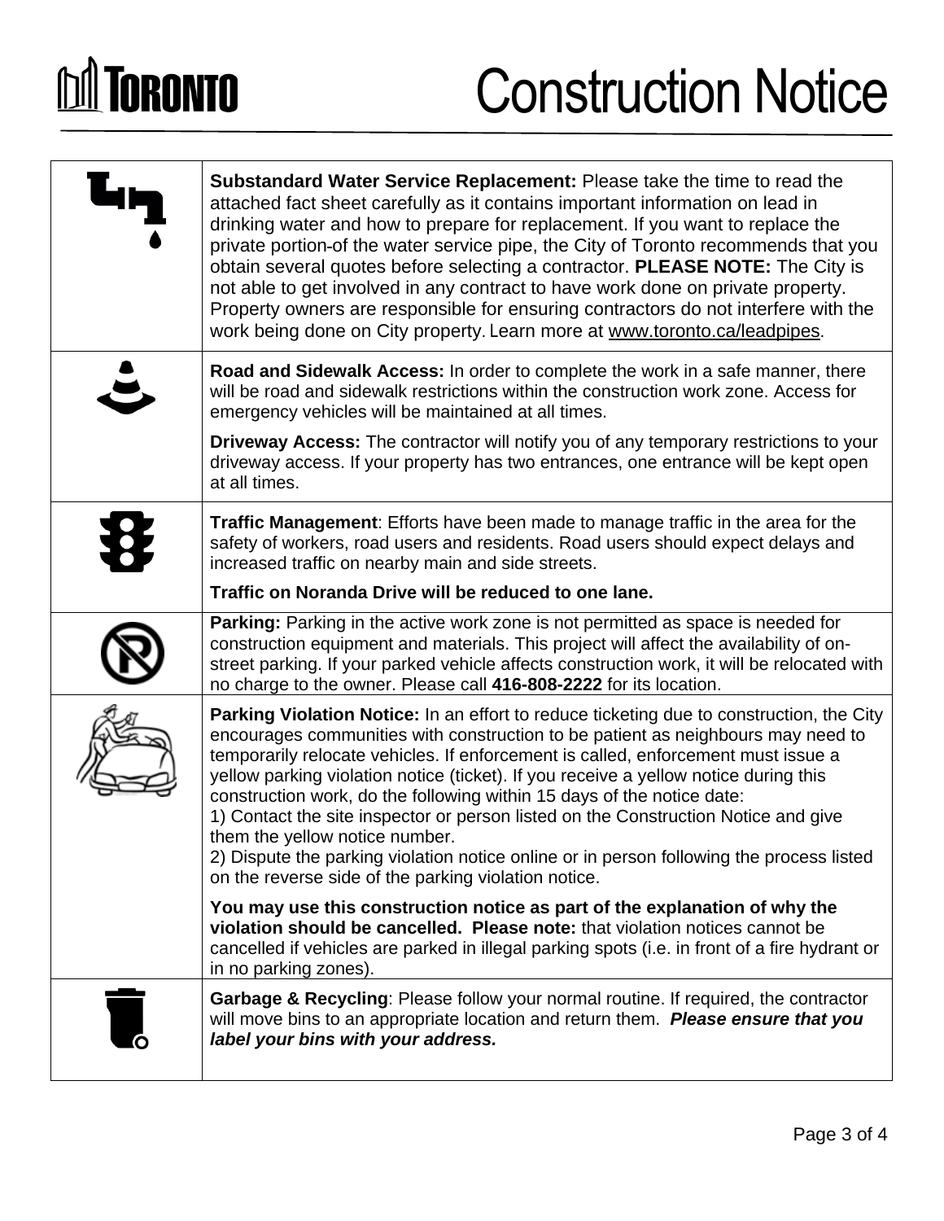# Construction Notice

**Substandard Water Service Replacement:** Please take the time to read the attached fact sheet carefully as it contains important information on lead in drinking water and how to prepare for replacement. If you want to replace the private portion of the water service pipe, the City of Toronto recommends that you obtain several quotes before selecting a contractor. **PLEASE NOTE:** The City is not able to get involved in any contract to have work done on private property. Property owners are responsible for ensuring contractors do not interfere with the work being done on City property. Learn more at www.toronto.ca/leadpipes.

**Road and Sidewalk Access:** In order to complete the work in a safe manner, there will be road and sidewalk restrictions within the construction work zone. Access for emergency vehicles will be maintained at all times.

**Driveway Access:** The contractor will notify you of any temporary restrictions to your driveway access. If your property has two entrances, one entrance will be kept open at all times.

**Traffic Management**: Efforts have been made to manage traffic in the area for the safety of workers, road users and residents. Road users should expect delays and increased traffic on nearby main and side streets.

**Traffic on Noranda Drive will be reduced to one lane.**

**Parking:** Parking in the active work zone is not permitted as space is needed for construction equipment and materials. This project will affect the availability of on-street parking. If your parked vehicle affects construction work, it will be relocated with no charge to the owner. Please call **416-808-2222** for its location.

**Parking Violation Notice:** In an effort to reduce ticketing due to construction, the City encourages communities with construction to be patient as neighbours may need to temporarily relocate vehicles. If enforcement is called, enforcement must issue a yellow parking violation notice (ticket). If you receive a yellow notice during this construction work, do the following within 15 days of the notice date:

1) Contact the site inspector or person listed on the Construction Notice and give them the yellow notice number.
2) Dispute the parking violation notice online or in person following the process listed on the reverse side of the parking violation notice.

**You may use this construction notice as part of the explanation of why the violation should be cancelled. Please note:** that violation notices cannot be cancelled if vehicles are parked in illegal parking spots (i.e. in front of a fire hydrant or in no parking zones).

**Garbage & Recycling**: Please follow your normal routine. If required, the contractor will move bins to an appropriate location and return them. ***Please ensure that you label your bins with your address.***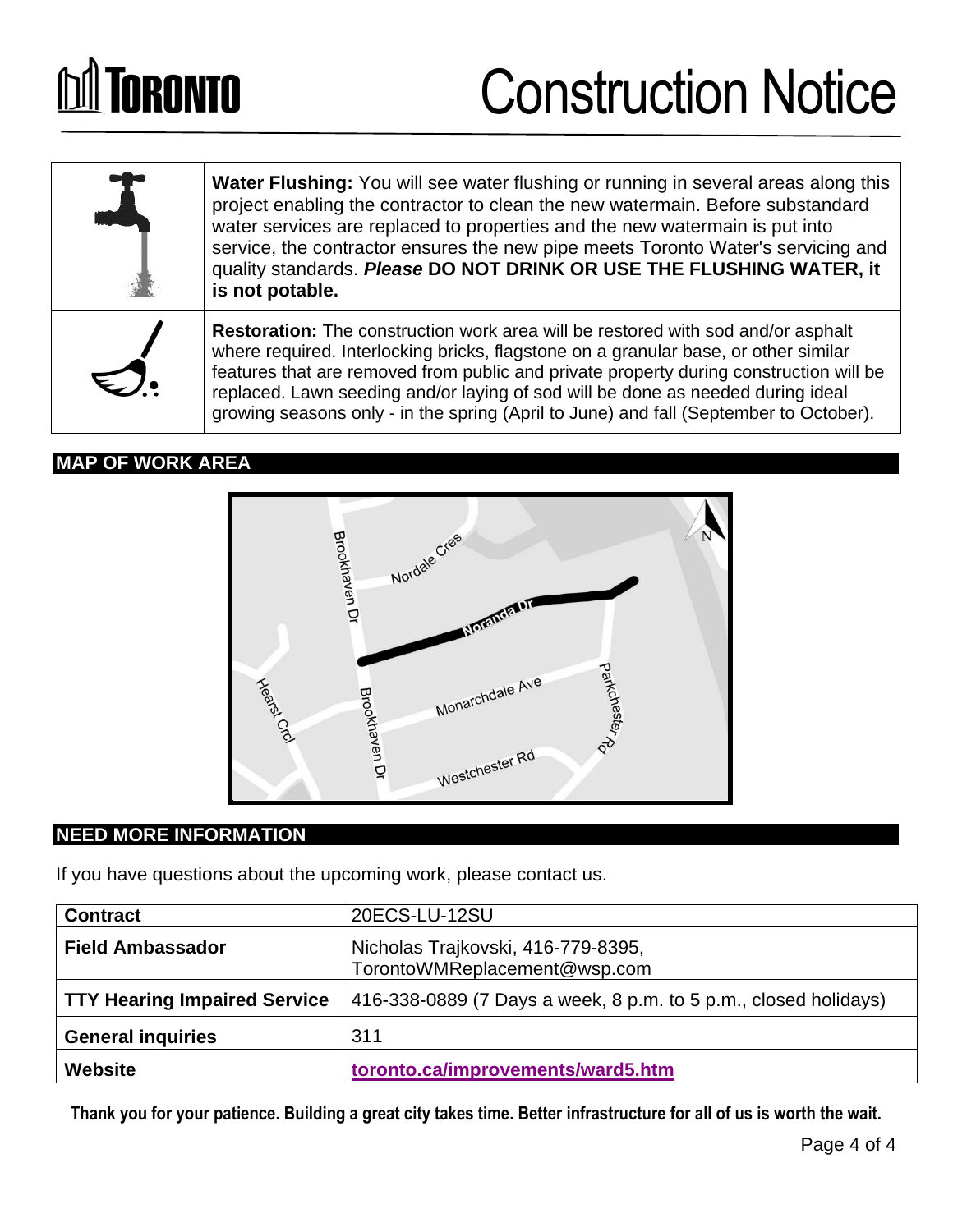# Construction Notice

| | |
|---|---|
| | **Water Flushing:** You will see water flushing or running in several areas along this project enabling the contractor to clean the new watermain. Before substandard water services are replaced to properties and the new watermain is put into service, the contractor ensures the new pipe meets Toronto Water's servicing and quality standards. ***Please* DO NOT DRINK OR USE THE FLUSHING WATER, it is not potable.** |
| | **Restoration:** The construction work area will be restored with sod and/or asphalt where required. Interlocking bricks, flagstone on a granular base, or other similar features that are removed from public and private property during construction will be replaced. Lawn seeding and/or laying of sod will be done as needed during ideal growing seasons only - in the spring (April to June) and fall (September to October). |

## MAP OF WORK AREA

Brookhaven Dr
Nordale Cres
Noranda Dr
N
Hearst Crcl
Brookhaven Dr
Monarchdale Ave
Parkchester Rd
Westchester Rd

## NEED MORE INFORMATION

If you have questions about the upcoming work, please contact us.

| | |
|---|---|
| **Contract** | 20ECS-LU-12SU |
| **Field Ambassador** | Nicholas Trajkovski, 416-779-8395, TorontoWMReplacement@wsp.com |
| **TTY Hearing Impaired Service** | 416-338-0889 (7 Days a week, 8 p.m. to 5 p.m., closed holidays) |
| **General inquiries** | 311 |
| **Website** | **toronto.ca/improvements/ward5.htm** |

**Thank you for your patience. Building a great city takes time. Better infrastructure for all of us is worth the wait.**